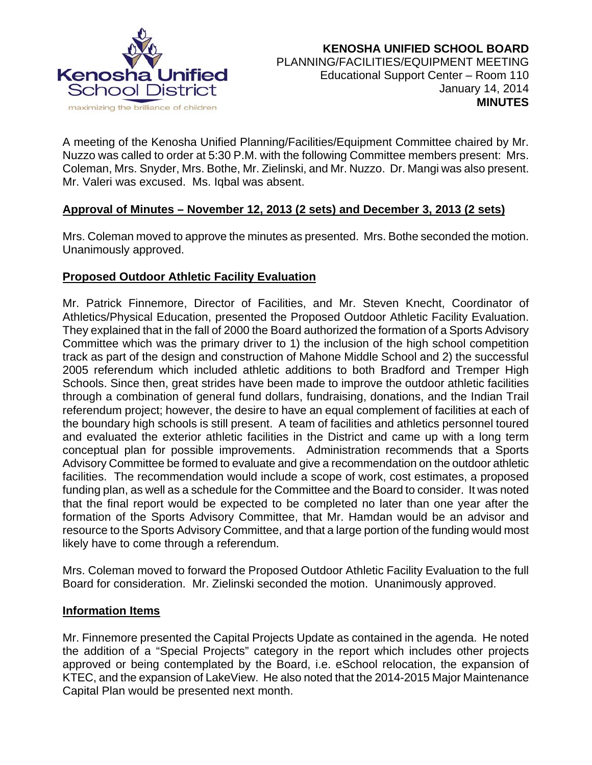**KENOSHA UNIFIED SCHOOL BOARD**
PLANNING/FACILITIES/EQUIPMENT MEETING
Educational Support Center – Room 110
January 14, 2014
**MINUTES**

A meeting of the Kenosha Unified Planning/Facilities/Equipment Committee chaired by Mr. Nuzzo was called to order at 5:30 P.M. with the following Committee members present: Mrs. Coleman, Mrs. Snyder, Mrs. Bothe, Mr. Zielinski, and Mr. Nuzzo. Dr. Mangi was also present. Mr. Valeri was excused. Ms. Iqbal was absent.

**Approval of Minutes – November 12, 2013 (2 sets) and December 3, 2013 (2 sets)**

Mrs. Coleman moved to approve the minutes as presented. Mrs. Bothe seconded the motion. Unanimously approved.

**Proposed Outdoor Athletic Facility Evaluation**

Mr. Patrick Finnemore, Director of Facilities, and Mr. Steven Knecht, Coordinator of Athletics/Physical Education, presented the Proposed Outdoor Athletic Facility Evaluation. They explained that in the fall of 2000 the Board authorized the formation of a Sports Advisory Committee which was the primary driver to 1) the inclusion of the high school competition track as part of the design and construction of Mahone Middle School and 2) the successful 2005 referendum which included athletic additions to both Bradford and Tremper High Schools. Since then, great strides have been made to improve the outdoor athletic facilities through a combination of general fund dollars, fundraising, donations, and the Indian Trail referendum project; however, the desire to have an equal complement of facilities at each of the boundary high schools is still present. A team of facilities and athletics personnel toured and evaluated the exterior athletic facilities in the District and came up with a long term conceptual plan for possible improvements. Administration recommends that a Sports Advisory Committee be formed to evaluate and give a recommendation on the outdoor athletic facilities. The recommendation would include a scope of work, cost estimates, a proposed funding plan, as well as a schedule for the Committee and the Board to consider. It was noted that the final report would be expected to be completed no later than one year after the formation of the Sports Advisory Committee, that Mr. Hamdan would be an advisor and resource to the Sports Advisory Committee, and that a large portion of the funding would most likely have to come through a referendum.

Mrs. Coleman moved to forward the Proposed Outdoor Athletic Facility Evaluation to the full Board for consideration. Mr. Zielinski seconded the motion. Unanimously approved.

**Information Items**

Mr. Finnemore presented the Capital Projects Update as contained in the agenda. He noted the addition of a "Special Projects" category in the report which includes other projects approved or being contemplated by the Board, i.e. eSchool relocation, the expansion of KTEC, and the expansion of LakeView. He also noted that the 2014-2015 Major Maintenance Capital Plan would be presented next month.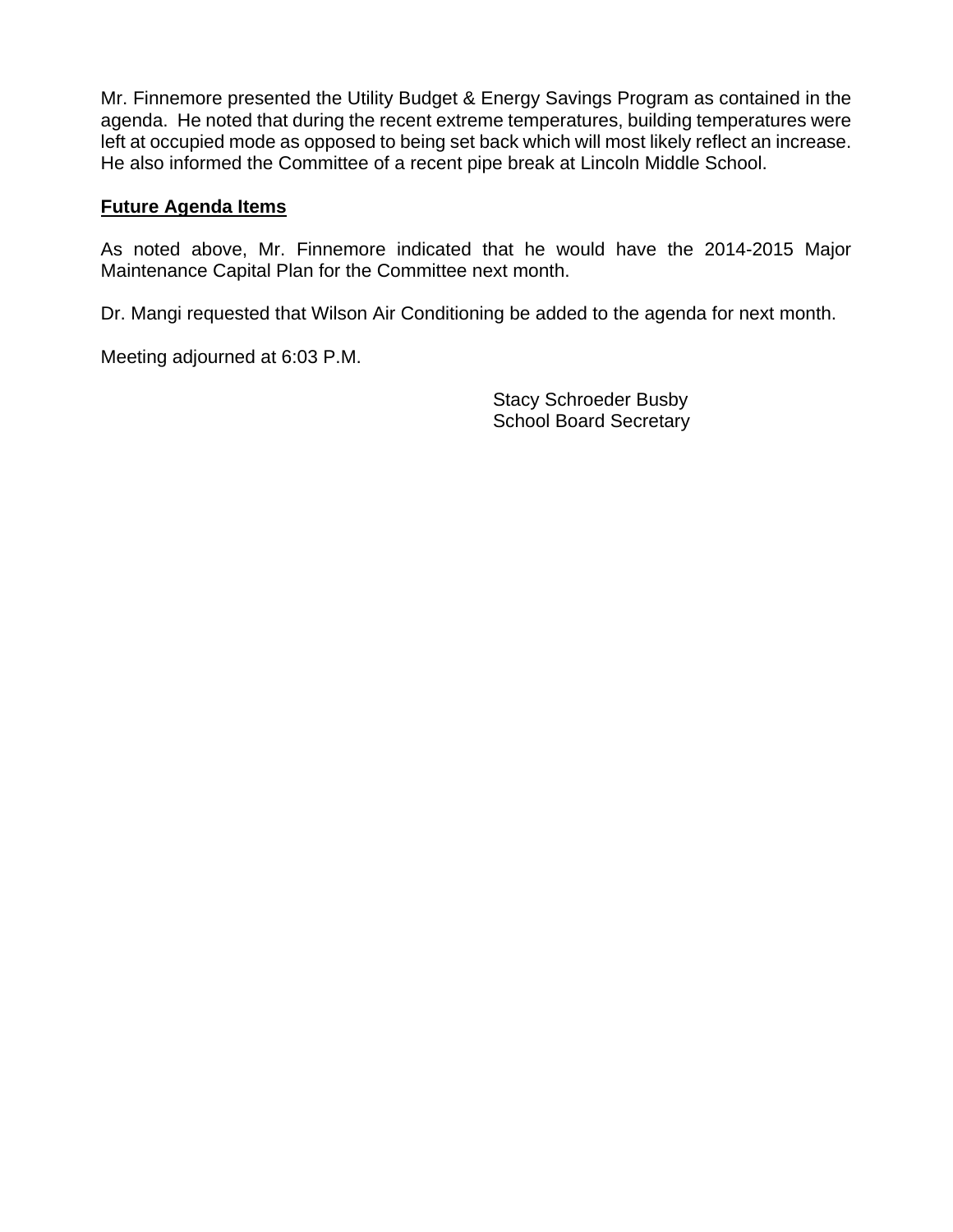Mr. Finnemore presented the Utility Budget & Energy Savings Program as contained in the agenda. He noted that during the recent extreme temperatures, building temperatures were left at occupied mode as opposed to being set back which will most likely reflect an increase. He also informed the Committee of a recent pipe break at Lincoln Middle School.

**Future Agenda Items**

As noted above, Mr. Finnemore indicated that he would have the 2014-2015 Major Maintenance Capital Plan for the Committee next month.

Dr. Mangi requested that Wilson Air Conditioning be added to the agenda for next month.

Meeting adjourned at 6:03 P.M.

Stacy Schroeder Busby
School Board Secretary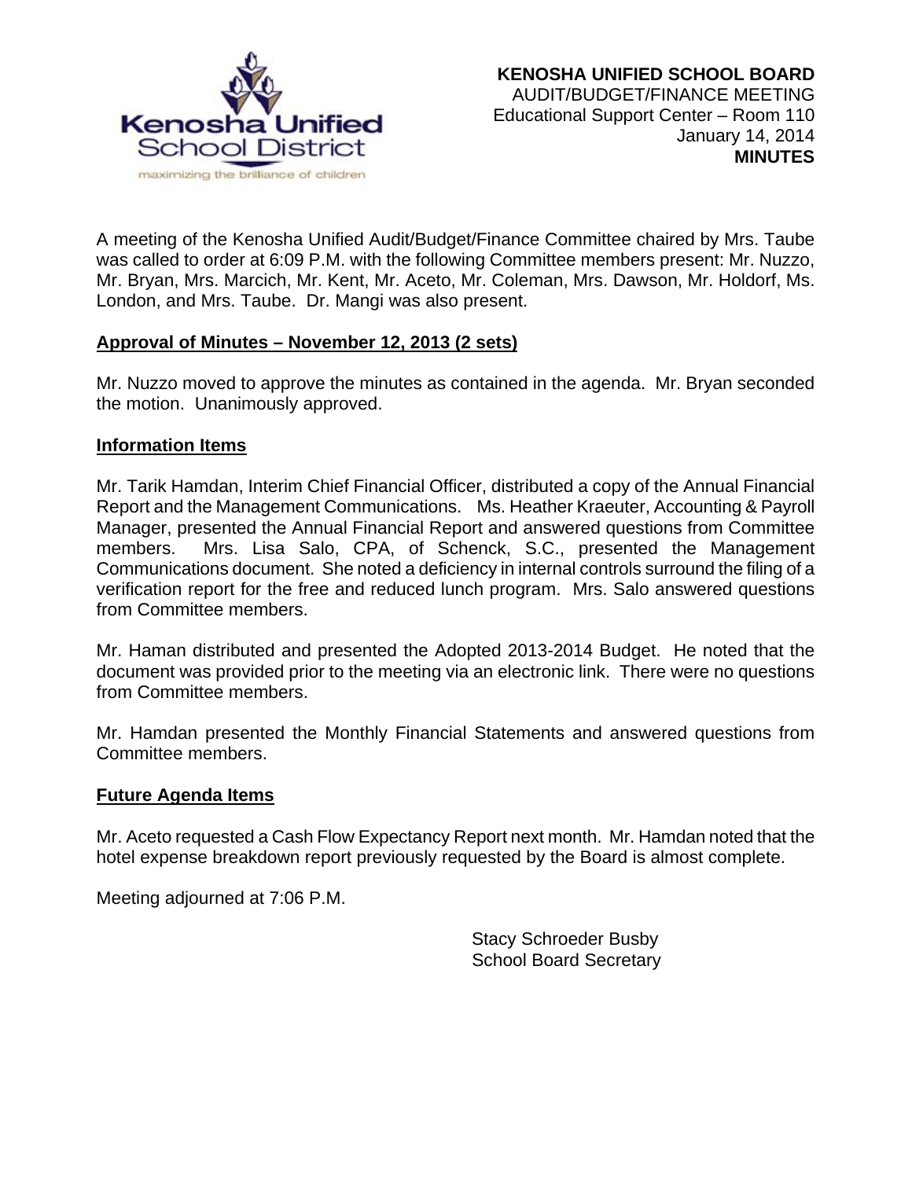**KENOSHA UNIFIED SCHOOL BOARD**
AUDIT/BUDGET/FINANCE MEETING
Educational Support Center – Room 110
January 14, 2014
**MINUTES**

A meeting of the Kenosha Unified Audit/Budget/Finance Committee chaired by Mrs. Taube was called to order at 6:09 P.M. with the following Committee members present: Mr. Nuzzo, Mr. Bryan, Mrs. Marcich, Mr. Kent, Mr. Aceto, Mr. Coleman, Mrs. Dawson, Mr. Holdorf, Ms. London, and Mrs. Taube. Dr. Mangi was also present.

**Approval of Minutes – November 12, 2013 (2 sets)**

Mr. Nuzzo moved to approve the minutes as contained in the agenda. Mr. Bryan seconded the motion. Unanimously approved.

**Information Items**

Mr. Tarik Hamdan, Interim Chief Financial Officer, distributed a copy of the Annual Financial Report and the Management Communications. Ms. Heather Kraeuter, Accounting & Payroll Manager, presented the Annual Financial Report and answered questions from Committee members. Mrs. Lisa Salo, CPA, of Schenck, S.C., presented the Management Communications document. She noted a deficiency in internal controls surround the filing of a verification report for the free and reduced lunch program. Mrs. Salo answered questions from Committee members.

Mr. Haman distributed and presented the Adopted 2013-2014 Budget. He noted that the document was provided prior to the meeting via an electronic link. There were no questions from Committee members.

Mr. Hamdan presented the Monthly Financial Statements and answered questions from Committee members.

**Future Agenda Items**

Mr. Aceto requested a Cash Flow Expectancy Report next month. Mr. Hamdan noted that the hotel expense breakdown report previously requested by the Board is almost complete.

Meeting adjourned at 7:06 P.M.

Stacy Schroeder Busby
School Board Secretary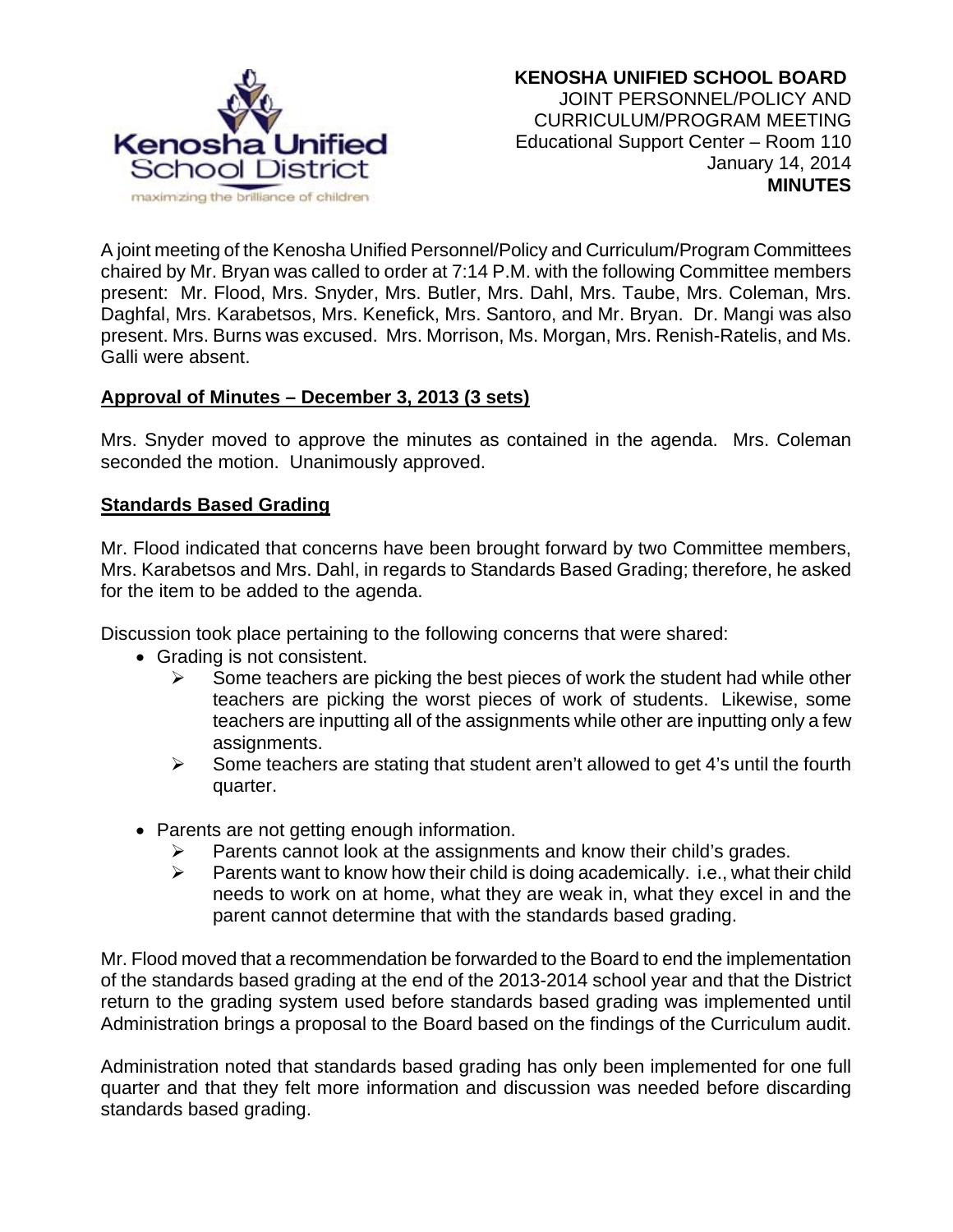**KENOSHA UNIFIED SCHOOL BOARD**
JOINT PERSONNEL/POLICY AND
CURRICULUM/PROGRAM MEETING
Educational Support Center – Room 110
January 14, 2014
**MINUTES**

A joint meeting of the Kenosha Unified Personnel/Policy and Curriculum/Program Committees chaired by Mr. Bryan was called to order at 7:14 P.M. with the following Committee members present: Mr. Flood, Mrs. Snyder, Mrs. Butler, Mrs. Dahl, Mrs. Taube, Mrs. Coleman, Mrs. Daghfal, Mrs. Karabetsos, Mrs. Kenefick, Mrs. Santoro, and Mr. Bryan. Dr. Mangi was also present. Mrs. Burns was excused. Mrs. Morrison, Ms. Morgan, Mrs. Renish-Ratelis, and Ms. Galli were absent.

**Approval of Minutes – December 3, 2013 (3 sets)**

Mrs. Snyder moved to approve the minutes as contained in the agenda. Mrs. Coleman seconded the motion. Unanimously approved.

**Standards Based Grading**

Mr. Flood indicated that concerns have been brought forward by two Committee members, Mrs. Karabetsos and Mrs. Dahl, in regards to Standards Based Grading; therefore, he asked for the item to be added to the agenda.

Discussion took place pertaining to the following concerns that were shared:

- Grading is not consistent.
  - Some teachers are picking the best pieces of work the student had while other teachers are picking the worst pieces of work of students. Likewise, some teachers are inputting all of the assignments while other are inputting only a few assignments.
  - Some teachers are stating that student aren't allowed to get 4's until the fourth quarter.

- Parents are not getting enough information.
  - Parents cannot look at the assignments and know their child's grades.
  - Parents want to know how their child is doing academically. i.e., what their child needs to work on at home, what they are weak in, what they excel in and the parent cannot determine that with the standards based grading.

Mr. Flood moved that a recommendation be forwarded to the Board to end the implementation of the standards based grading at the end of the 2013-2014 school year and that the District return to the grading system used before standards based grading was implemented until Administration brings a proposal to the Board based on the findings of the Curriculum audit.

Administration noted that standards based grading has only been implemented for one full quarter and that they felt more information and discussion was needed before discarding standards based grading.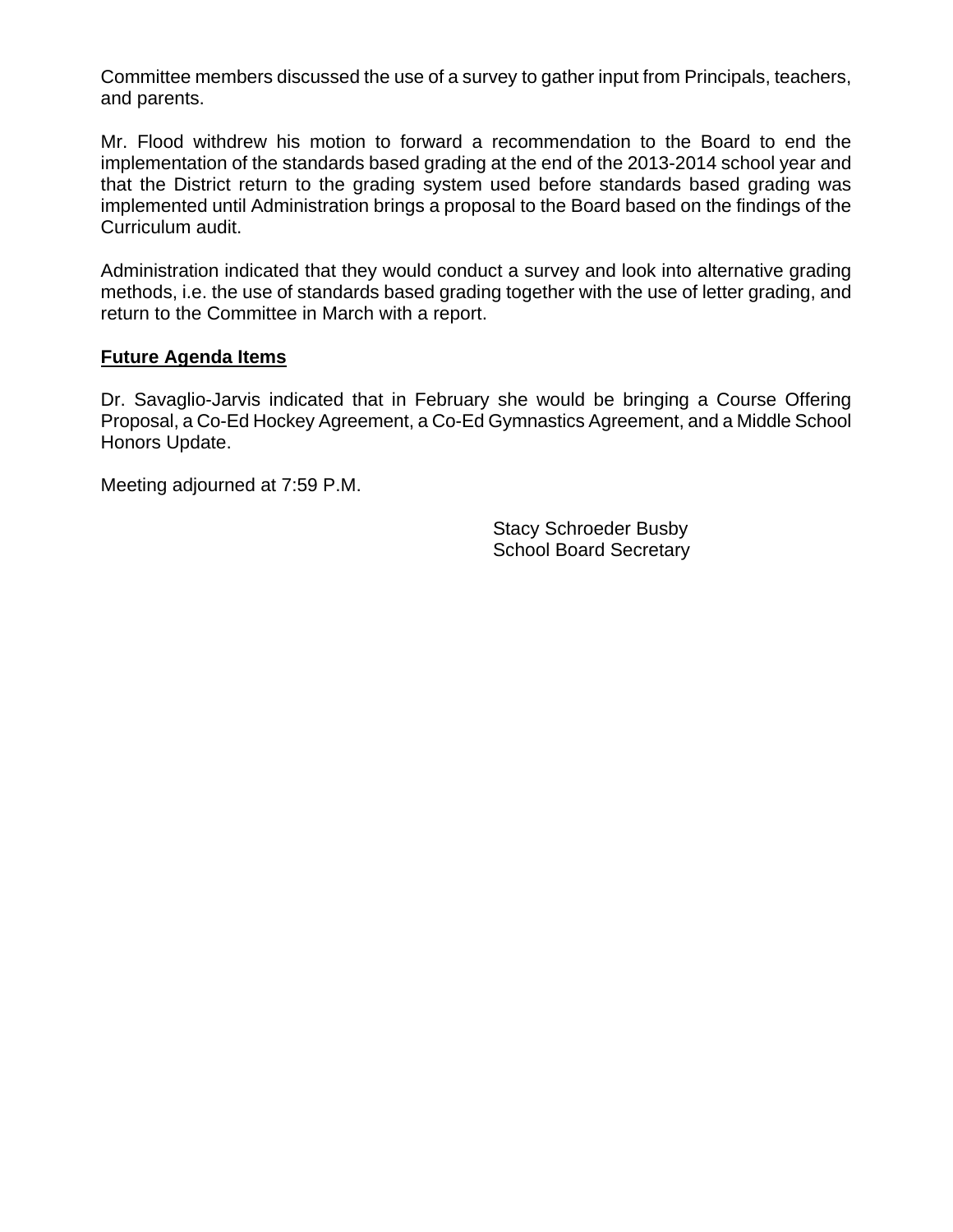Committee members discussed the use of a survey to gather input from Principals, teachers, and parents.

Mr. Flood withdrew his motion to forward a recommendation to the Board to end the implementation of the standards based grading at the end of the 2013-2014 school year and that the District return to the grading system used before standards based grading was implemented until Administration brings a proposal to the Board based on the findings of the Curriculum audit.

Administration indicated that they would conduct a survey and look into alternative grading methods, i.e. the use of standards based grading together with the use of letter grading, and return to the Committee in March with a report.

**Future Agenda Items**

Dr. Savaglio-Jarvis indicated that in February she would be bringing a Course Offering Proposal, a Co-Ed Hockey Agreement, a Co-Ed Gymnastics Agreement, and a Middle School Honors Update.

Meeting adjourned at 7:59 P.M.

Stacy Schroeder Busby
School Board Secretary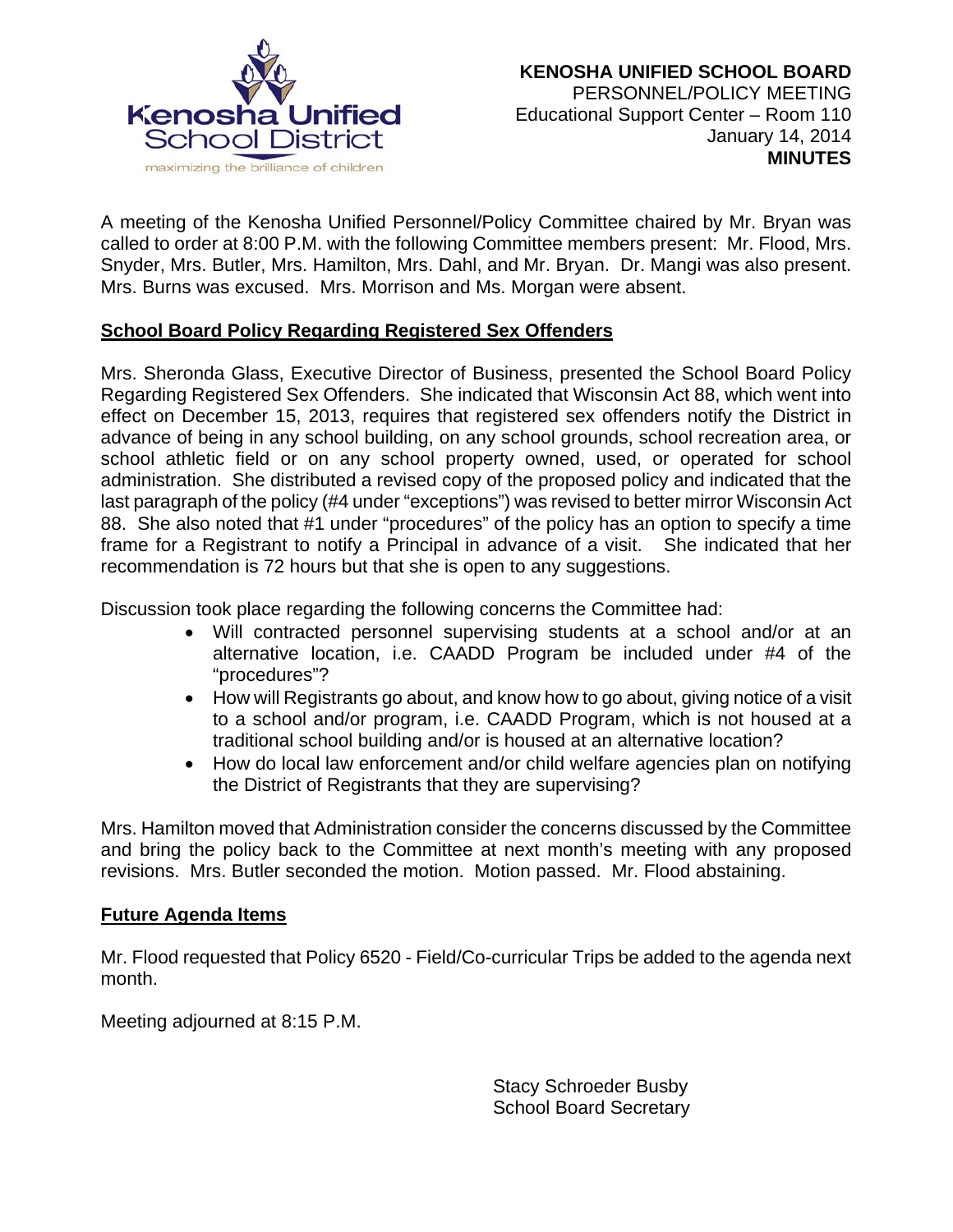**KENOSHA UNIFIED SCHOOL BOARD**
PERSONNEL/POLICY MEETING
Educational Support Center – Room 110
January 14, 2014
**MINUTES**

A meeting of the Kenosha Unified Personnel/Policy Committee chaired by Mr. Bryan was called to order at 8:00 P.M. with the following Committee members present: Mr. Flood, Mrs. Snyder, Mrs. Butler, Mrs. Hamilton, Mrs. Dahl, and Mr. Bryan. Dr. Mangi was also present. Mrs. Burns was excused. Mrs. Morrison and Ms. Morgan were absent.

**School Board Policy Regarding Registered Sex Offenders**

Mrs. Sheronda Glass, Executive Director of Business, presented the School Board Policy Regarding Registered Sex Offenders. She indicated that Wisconsin Act 88, which went into effect on December 15, 2013, requires that registered sex offenders notify the District in advance of being in any school building, on any school grounds, school recreation area, or school athletic field or on any school property owned, used, or operated for school administration. She distributed a revised copy of the proposed policy and indicated that the last paragraph of the policy (#4 under "exceptions") was revised to better mirror Wisconsin Act 88. She also noted that #1 under "procedures" of the policy has an option to specify a time frame for a Registrant to notify a Principal in advance of a visit. She indicated that her recommendation is 72 hours but that she is open to any suggestions.

Discussion took place regarding the following concerns the Committee had:

- Will contracted personnel supervising students at a school and/or at an alternative location, i.e. CAADD Program be included under #4 of the "procedures"?
- How will Registrants go about, and know how to go about, giving notice of a visit to a school and/or program, i.e. CAADD Program, which is not housed at a traditional school building and/or is housed at an alternative location?
- How do local law enforcement and/or child welfare agencies plan on notifying the District of Registrants that they are supervising?

Mrs. Hamilton moved that Administration consider the concerns discussed by the Committee and bring the policy back to the Committee at next month's meeting with any proposed revisions. Mrs. Butler seconded the motion. Motion passed. Mr. Flood abstaining.

**Future Agenda Items**

Mr. Flood requested that Policy 6520 - Field/Co-curricular Trips be added to the agenda next month.

Meeting adjourned at 8:15 P.M.

Stacy Schroeder Busby
School Board Secretary